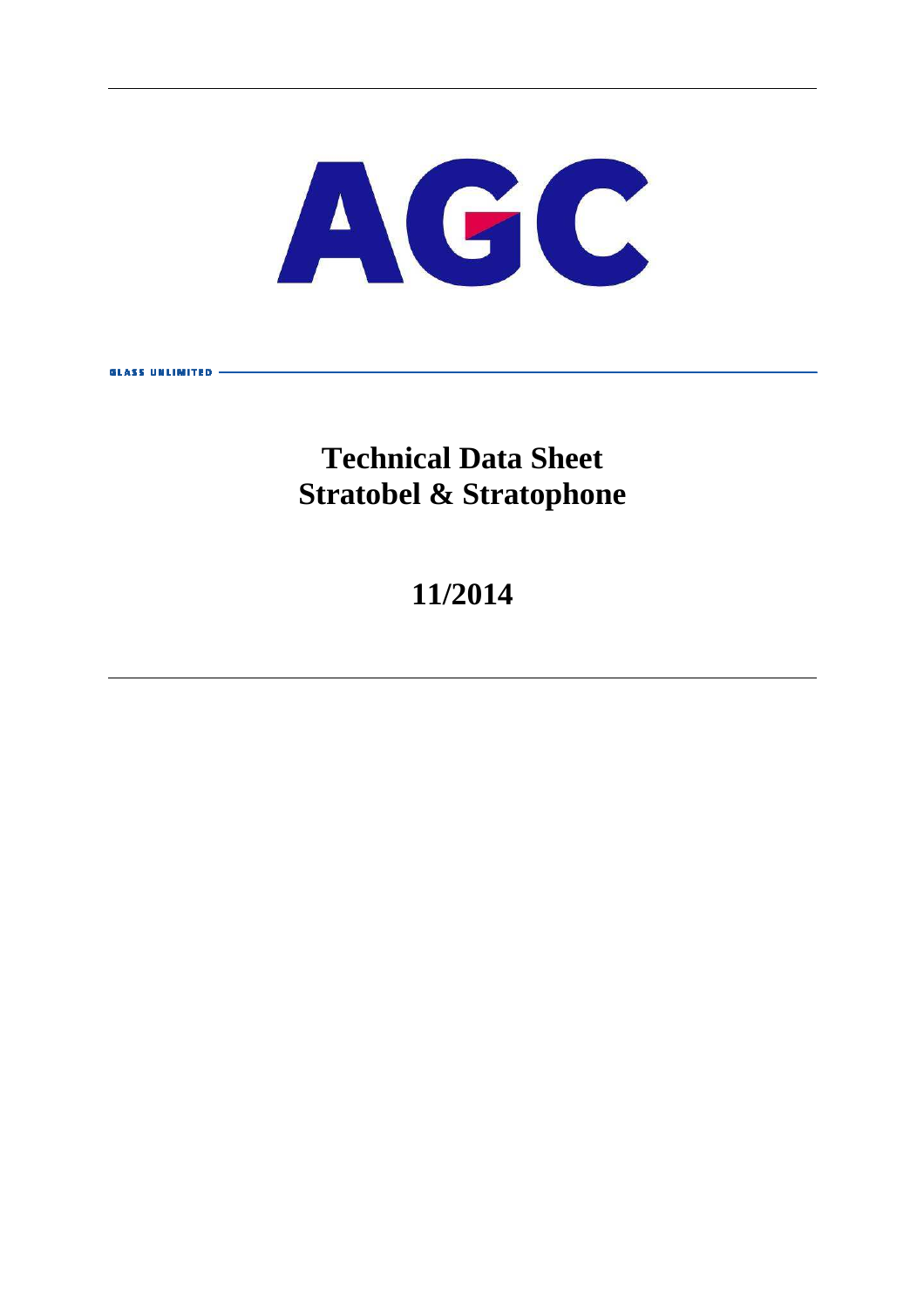AGC

GLASS UNLIMITED

# Technical Data Sheet
# Stratobel & Stratophone

## 11/2014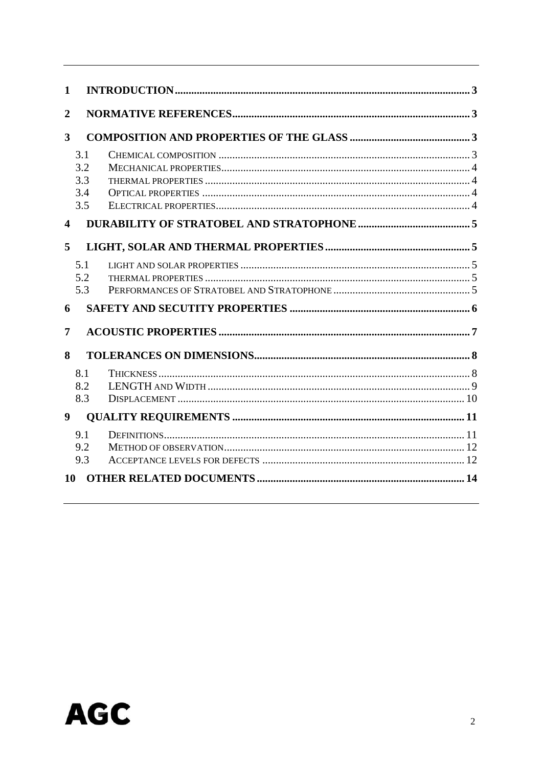1 INTRODUCTION ..... 3

2 NORMATIVE REFERENCES ..... 3

3 COMPOSITION AND PROPERTIES OF THE GLASS ..... 3

- 3.1 CHEMICAL COMPOSITION ..... 3
- 3.2 MECHANICAL PROPERTIES ..... 4
- 3.3 THERMAL PROPERTIES ..... 4
- 3.4 OPTICAL PROPERTIES ..... 4
- 3.5 ELECTRICAL PROPERTIES ..... 4

4 DURABILITY OF STRATOBEL AND STRATOPHONE ..... 5

5 LIGHT, SOLAR AND THERMAL PROPERTIES ..... 5

- 5.1 LIGHT AND SOLAR PROPERTIES ..... 5
- 5.2 THERMAL PROPERTIES ..... 5
- 5.3 PERFORMANCES OF STRATOBEL AND STRATOPHONE ..... 5

6 SAFETY AND SECUTITY PROPERTIES ..... 6

7 ACOUSTIC PROPERTIES ..... 7

8 TOLERANCES ON DIMENSIONS ..... 8

- 8.1 THICKNESS ..... 8
- 8.2 LENGTH AND WIDTH ..... 9
- 8.3 DISPLACEMENT ..... 10

9 QUALITY REQUIREMENTS ..... 11

- 9.1 DEFINITIONS ..... 11
- 9.2 METHOD OF OBSERVATION ..... 12
- 9.3 ACCEPTANCE LEVELS FOR DEFECTS ..... 12

10 OTHER RELATED DOCUMENTS ..... 14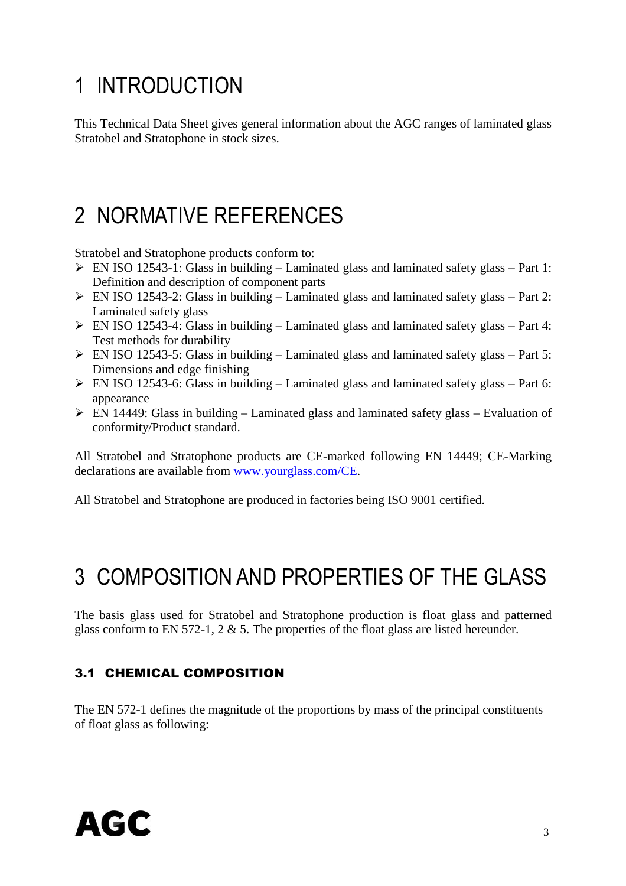# 1 INTRODUCTION

This Technical Data Sheet gives general information about the AGC ranges of laminated glass Stratobel and Stratophone in stock sizes.

# 2 NORMATIVE REFERENCES

Stratobel and Stratophone products conform to:

- EN ISO 12543-1: Glass in building – Laminated glass and laminated safety glass – Part 1: Definition and description of component parts
- EN ISO 12543-2: Glass in building – Laminated glass and laminated safety glass – Part 2: Laminated safety glass
- EN ISO 12543-4: Glass in building – Laminated glass and laminated safety glass – Part 4: Test methods for durability
- EN ISO 12543-5: Glass in building – Laminated glass and laminated safety glass – Part 5: Dimensions and edge finishing
- EN ISO 12543-6: Glass in building – Laminated glass and laminated safety glass – Part 6: appearance
- EN 14449: Glass in building – Laminated glass and laminated safety glass – Evaluation of conformity/Product standard.

All Stratobel and Stratophone products are CE-marked following EN 14449; CE-Marking declarations are available from [www.yourglass.com/CE](http://www.yourglass.com/CE).

All Stratobel and Stratophone are produced in factories being ISO 9001 certified.

# 3 COMPOSITION AND PROPERTIES OF THE GLASS

The basis glass used for Stratobel and Stratophone production is float glass and patterned glass conform to EN 572-1, 2 & 5. The properties of the float glass are listed hereunder.

## 3.1 CHEMICAL COMPOSITION

The EN 572-1 defines the magnitude of the proportions by mass of the principal constituents of float glass as following: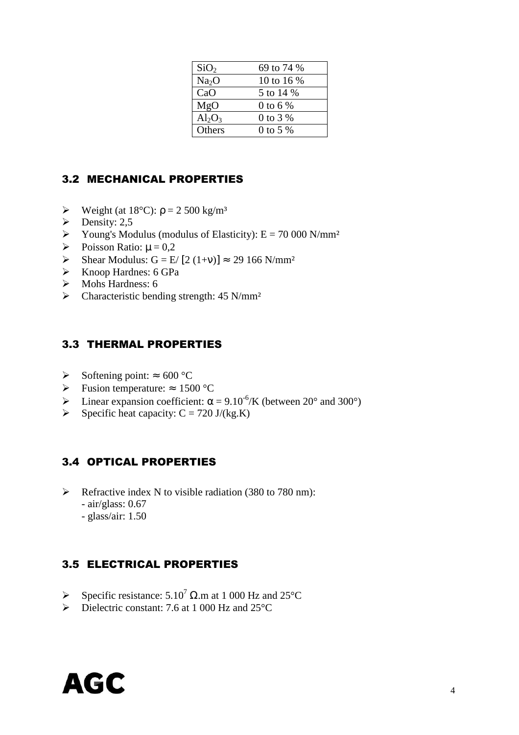| $SiO_2$ | 69 to 74 % |
|---|---|
| $Na_2O$ | 10 to 16 % |
| $CaO$ | 5 to 14 % |
| $MgO$ | 0 to 6 % |
| $Al_2O_3$ | 0 to 3 % |
| Others | 0 to 5 % |

## 3.2 MECHANICAL PROPERTIES

- Weight (at 18°C): $\rho = 2\ 500$ kg/m³
- Density: 2,5
- Young's Modulus (modulus of Elasticity): E = 70 000 N/mm²
- Poisson Ratio: $\mu = 0{,}2$
- Shear Modulus: $G = E / [2\ (1+\nu)] \approx 29\ 166$ N/mm²
- Knoop Hardnes: 6 GPa
- Mohs Hardness: 6
- Characteristic bending strength: 45 N/mm²

## 3.3 THERMAL PROPERTIES

- Softening point: $\approx 600$ °C
- Fusion temperature: $\approx 1500$ °C
- Linear expansion coefficient: $\alpha = 9.10^{-6}$/K (between 20° and 300°)
- Specific heat capacity: C = 720 J/(kg.K)

## 3.4 OPTICAL PROPERTIES

- Refractive index N to visible radiation (380 to 780 nm):
  - air/glass: 0.67
  - glass/air: 1.50

## 3.5 ELECTRICAL PROPERTIES

- Specific resistance: $5.10^{7}$ $\Omega$.m at 1 000 Hz and 25°C
- Dielectric constant: 7.6 at 1 000 Hz and 25°C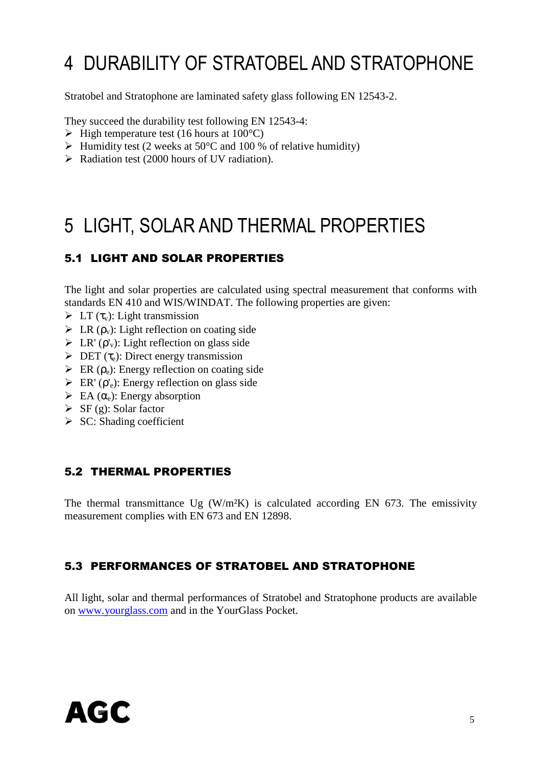# 4 DURABILITY OF STRATOBEL AND STRATOPHONE

Stratobel and Stratophone are laminated safety glass following EN 12543-2.

They succeed the durability test following EN 12543-4:

- High temperature test (16 hours at 100°C)
- Humidity test (2 weeks at 50°C and 100 % of relative humidity)
- Radiation test (2000 hours of UV radiation).

# 5 LIGHT, SOLAR AND THERMAL PROPERTIES

## 5.1 LIGHT AND SOLAR PROPERTIES

The light and solar properties are calculated using spectral measurement that conforms with standards EN 410 and WIS/WINDAT. The following properties are given:

- LT ($\tau_v$): Light transmission
- LR ($\rho_v$): Light reflection on coating side
- LR' ($\rho'_v$): Light reflection on glass side
- DET ($\tau_e$): Direct energy transmission
- ER ($\rho_e$): Energy reflection on coating side
- ER' ($\rho'_e$): Energy reflection on glass side
- EA ($\alpha_e$): Energy absorption
- SF (g): Solar factor
- SC: Shading coefficient

## 5.2 THERMAL PROPERTIES

The thermal transmittance Ug (W/m²K) is calculated according EN 673. The emissivity measurement complies with EN 673 and EN 12898.

## 5.3 PERFORMANCES OF STRATOBEL AND STRATOPHONE

All light, solar and thermal performances of Stratobel and Stratophone products are available on www.yourglass.com and in the YourGlass Pocket.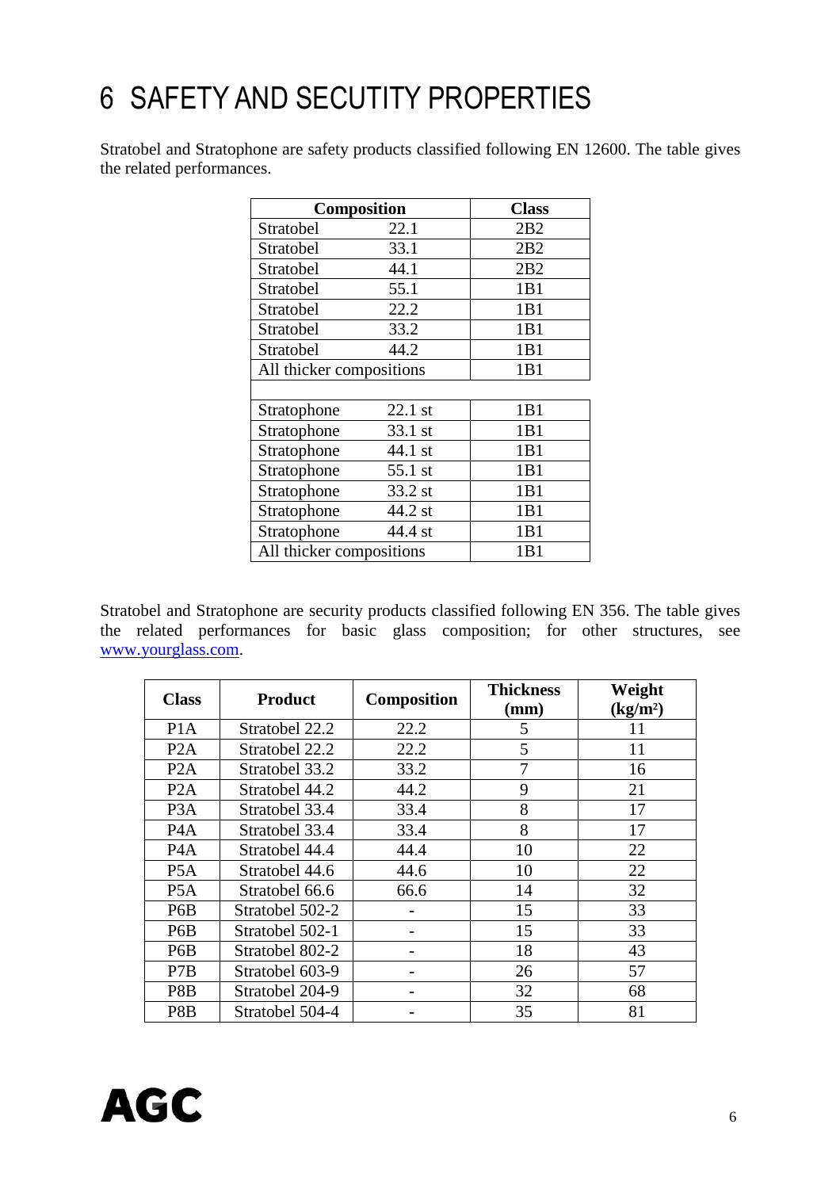# 6 SAFETY AND SECUTITY PROPERTIES

Stratobel and Stratophone are safety products classified following EN 12600. The table gives the related performances.

| Composition | | Class |
|---|---|---|
| Stratobel | 22.1 | 2B2 |
| Stratobel | 33.1 | 2B2 |
| Stratobel | 44.1 | 2B2 |
| Stratobel | 55.1 | 1B1 |
| Stratobel | 22.2 | 1B1 |
| Stratobel | 33.2 | 1B1 |
| Stratobel | 44.2 | 1B1 |
| All thicker compositions | | 1B1 |
| | | |
| Stratophone | 22.1 st | 1B1 |
| Stratophone | 33.1 st | 1B1 |
| Stratophone | 44.1 st | 1B1 |
| Stratophone | 55.1 st | 1B1 |
| Stratophone | 33.2 st | 1B1 |
| Stratophone | 44.2 st | 1B1 |
| Stratophone | 44.4 st | 1B1 |
| All thicker compositions | | 1B1 |

Stratobel and Stratophone are security products classified following EN 356. The table gives the related performances for basic glass composition; for other structures, see www.yourglass.com.

| Class | Product | Composition | Thickness (mm) | Weight (kg/m²) |
|---|---|---|---|---|
| P1A | Stratobel 22.2 | 22.2 | 5 | 11 |
| P2A | Stratobel 22.2 | 22.2 | 5 | 11 |
| P2A | Stratobel 33.2 | 33.2 | 7 | 16 |
| P2A | Stratobel 44.2 | 44.2 | 9 | 21 |
| P3A | Stratobel 33.4 | 33.4 | 8 | 17 |
| P4A | Stratobel 33.4 | 33.4 | 8 | 17 |
| P4A | Stratobel 44.4 | 44.4 | 10 | 22 |
| P5A | Stratobel 44.6 | 44.6 | 10 | 22 |
| P5A | Stratobel 66.6 | 66.6 | 14 | 32 |
| P6B | Stratobel 502-2 | - | 15 | 33 |
| P6B | Stratobel 502-1 | - | 15 | 33 |
| P6B | Stratobel 802-2 | - | 18 | 43 |
| P7B | Stratobel 603-9 | - | 26 | 57 |
| P8B | Stratobel 204-9 | - | 32 | 68 |
| P8B | Stratobel 504-4 | - | 35 | 81 |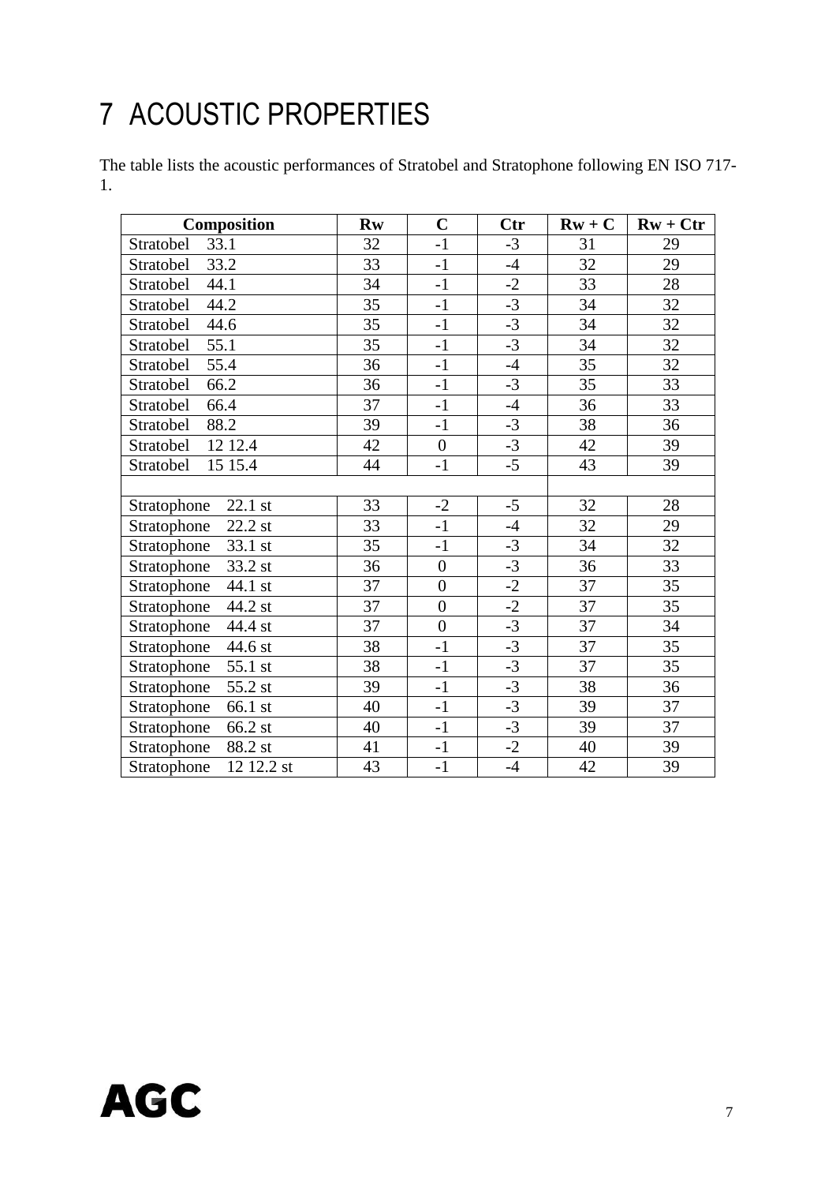# 7 ACOUSTIC PROPERTIES

The table lists the acoustic performances of Stratobel and Stratophone following EN ISO 717-1.

| Composition | Rw | C | Ctr | Rw + C | Rw + Ctr |
|---|---|---|---|---|---|
| Stratobel 33.1 | 32 | -1 | -3 | 31 | 29 |
| Stratobel 33.2 | 33 | -1 | -4 | 32 | 29 |
| Stratobel 44.1 | 34 | -1 | -2 | 33 | 28 |
| Stratobel 44.2 | 35 | -1 | -3 | 34 | 32 |
| Stratobel 44.6 | 35 | -1 | -3 | 34 | 32 |
| Stratobel 55.1 | 35 | -1 | -3 | 34 | 32 |
| Stratobel 55.4 | 36 | -1 | -4 | 35 | 32 |
| Stratobel 66.2 | 36 | -1 | -3 | 35 | 33 |
| Stratobel 66.4 | 37 | -1 | -4 | 36 | 33 |
| Stratobel 88.2 | 39 | -1 | -3 | 38 | 36 |
| Stratobel 12 12.4 | 42 | 0 | -3 | 42 | 39 |
| Stratobel 15 15.4 | 44 | -1 | -5 | 43 | 39 |
| | | | | | |
| Stratophone 22.1 st | 33 | -2 | -5 | 32 | 28 |
| Stratophone 22.2 st | 33 | -1 | -4 | 32 | 29 |
| Stratophone 33.1 st | 35 | -1 | -3 | 34 | 32 |
| Stratophone 33.2 st | 36 | 0 | -3 | 36 | 33 |
| Stratophone 44.1 st | 37 | 0 | -2 | 37 | 35 |
| Stratophone 44.2 st | 37 | 0 | -2 | 37 | 35 |
| Stratophone 44.4 st | 37 | 0 | -3 | 37 | 34 |
| Stratophone 44.6 st | 38 | -1 | -3 | 37 | 35 |
| Stratophone 55.1 st | 38 | -1 | -3 | 37 | 35 |
| Stratophone 55.2 st | 39 | -1 | -3 | 38 | 36 |
| Stratophone 66.1 st | 40 | -1 | -3 | 39 | 37 |
| Stratophone 66.2 st | 40 | -1 | -3 | 39 | 37 |
| Stratophone 88.2 st | 41 | -1 | -2 | 40 | 39 |
| Stratophone 12 12.2 st | 43 | -1 | -4 | 42 | 39 |

AGC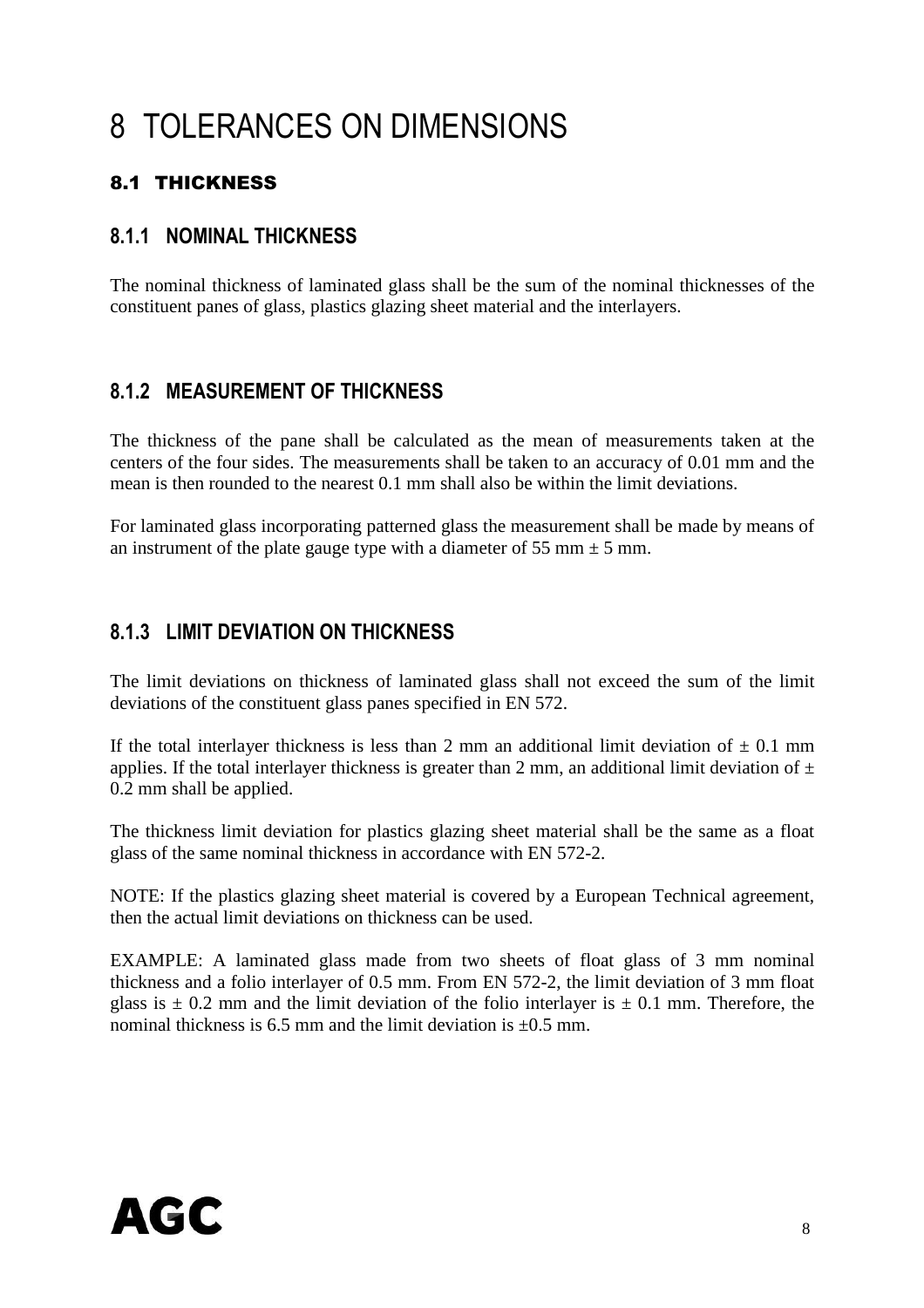# 8 TOLERANCES ON DIMENSIONS

## 8.1 THICKNESS

### 8.1.1 NOMINAL THICKNESS

The nominal thickness of laminated glass shall be the sum of the nominal thicknesses of the constituent panes of glass, plastics glazing sheet material and the interlayers.

### 8.1.2 MEASUREMENT OF THICKNESS

The thickness of the pane shall be calculated as the mean of measurements taken at the centers of the four sides. The measurements shall be taken to an accuracy of 0.01 mm and the mean is then rounded to the nearest 0.1 mm shall also be within the limit deviations.

For laminated glass incorporating patterned glass the measurement shall be made by means of an instrument of the plate gauge type with a diameter of 55 mm ± 5 mm.

### 8.1.3 LIMIT DEVIATION ON THICKNESS

The limit deviations on thickness of laminated glass shall not exceed the sum of the limit deviations of the constituent glass panes specified in EN 572.

If the total interlayer thickness is less than 2 mm an additional limit deviation of ± 0.1 mm applies. If the total interlayer thickness is greater than 2 mm, an additional limit deviation of ± 0.2 mm shall be applied.

The thickness limit deviation for plastics glazing sheet material shall be the same as a float glass of the same nominal thickness in accordance with EN 572-2.

NOTE: If the plastics glazing sheet material is covered by a European Technical agreement, then the actual limit deviations on thickness can be used.

EXAMPLE: A laminated glass made from two sheets of float glass of 3 mm nominal thickness and a folio interlayer of 0.5 mm. From EN 572-2, the limit deviation of 3 mm float glass is ± 0.2 mm and the limit deviation of the folio interlayer is ± 0.1 mm. Therefore, the nominal thickness is 6.5 mm and the limit deviation is ±0.5 mm.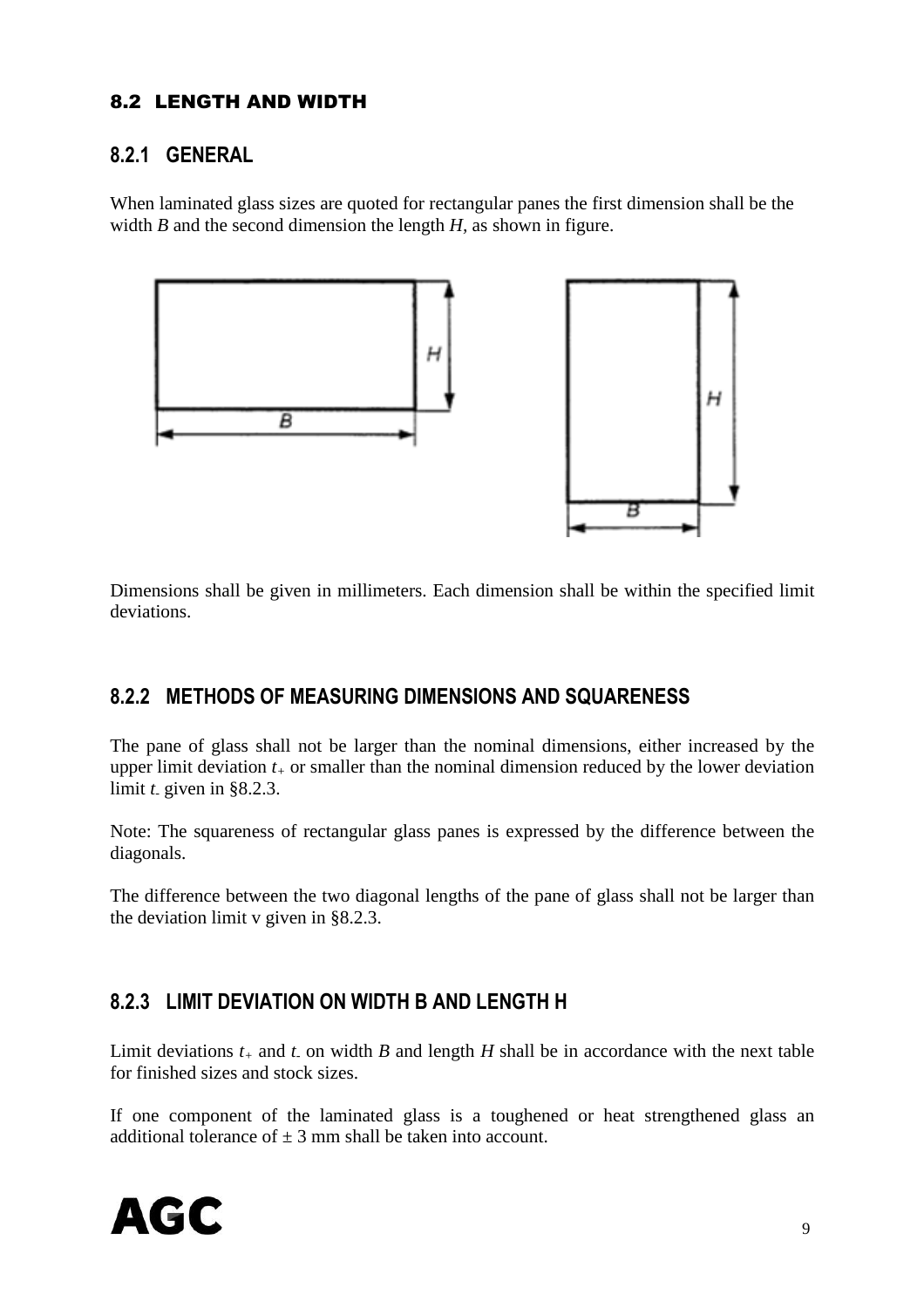## 8.2 LENGTH AND WIDTH

### 8.2.1 GENERAL

When laminated glass sizes are quoted for rectangular panes the first dimension shall be the width *B* and the second dimension the length *H*, as shown in figure.

Dimensions shall be given in millimeters. Each dimension shall be within the specified limit deviations.

### 8.2.2 METHODS OF MEASURING DIMENSIONS AND SQUARENESS

The pane of glass shall not be larger than the nominal dimensions, either increased by the upper limit deviation $t_+$ or smaller than the nominal dimension reduced by the lower deviation limit $t_-$ given in §8.2.3.

Note: The squareness of rectangular glass panes is expressed by the difference between the diagonals.

The difference between the two diagonal lengths of the pane of glass shall not be larger than the deviation limit v given in §8.2.3.

### 8.2.3 LIMIT DEVIATION ON WIDTH B AND LENGTH H

Limit deviations $t_+$ and $t_-$ on width *B* and length *H* shall be in accordance with the next table for finished sizes and stock sizes.

If one component of the laminated glass is a toughened or heat strengthened glass an additional tolerance of ± 3 mm shall be taken into account.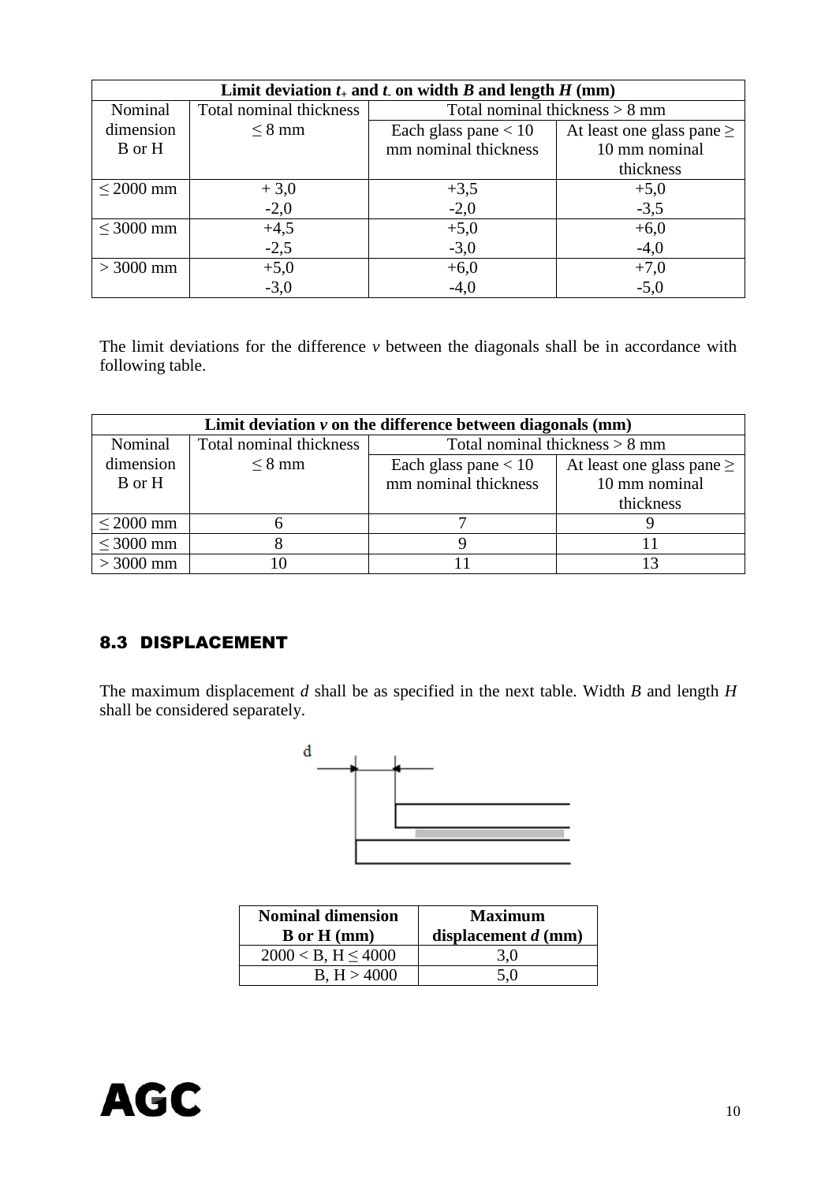| Limit deviation $t_+$ and $t_-$ on width *B* and length *H* (mm) | | | |
|---|---|---|---|
| Nominal dimension B or H | Total nominal thickness ≤ 8 mm | Total nominal thickness > 8 mm | |
| | | Each glass pane < 10 mm nominal thickness | At least one glass pane ≥ 10 mm nominal thickness |
| ≤ 2000 mm | + 3,0 / -2,0 | +3,5 / -2,0 | +5,0 / -3,5 |
| ≤ 3000 mm | +4,5 / -2,5 | +5,0 / -3,0 | +6,0 / -4,0 |
| > 3000 mm | +5,0 / -3,0 | +6,0 / -4,0 | +7,0 / -5,0 |

The limit deviations for the difference *v* between the diagonals shall be in accordance with following table.

| Limit deviation *v* on the difference between diagonals (mm) | | | |
|---|---|---|---|
| Nominal dimension B or H | Total nominal thickness ≤ 8 mm | Total nominal thickness > 8 mm | |
| | | Each glass pane < 10 mm nominal thickness | At least one glass pane ≥ 10 mm nominal thickness |
| ≤ 2000 mm | 6 | 7 | 9 |
| ≤ 3000 mm | 8 | 9 | 11 |
| > 3000 mm | 10 | 11 | 13 |

## 8.3 DISPLACEMENT

The maximum displacement *d* shall be as specified in the next table. Width *B* and length *H* shall be considered separately.

| Nominal dimension B or H (mm) | Maximum displacement *d* (mm) |
|---|---|
| 2000 < B, H ≤ 4000 | 3,0 |
| B, H > 4000 | 5,0 |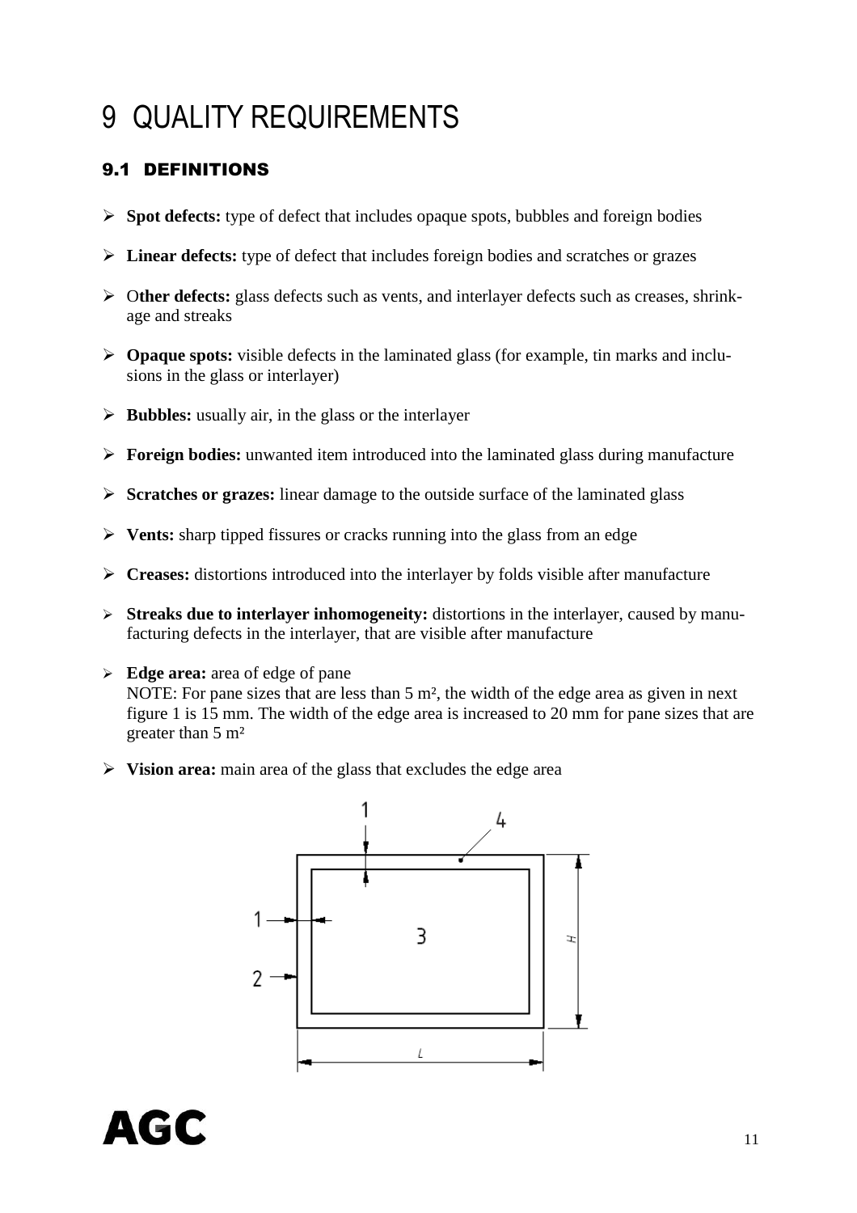# 9 QUALITY REQUIREMENTS

## 9.1 DEFINITIONS

- **Spot defects:** type of defect that includes opaque spots, bubbles and foreign bodies
- **Linear defects:** type of defect that includes foreign bodies and scratches or grazes
- **Other defects:** glass defects such as vents, and interlayer defects such as creases, shrinkage and streaks
- **Opaque spots:** visible defects in the laminated glass (for example, tin marks and inclusions in the glass or interlayer)
- **Bubbles:** usually air, in the glass or the interlayer
- **Foreign bodies:** unwanted item introduced into the laminated glass during manufacture
- **Scratches or grazes:** linear damage to the outside surface of the laminated glass
- **Vents:** sharp tipped fissures or cracks running into the glass from an edge
- **Creases:** distortions introduced into the interlayer by folds visible after manufacture
- **Streaks due to interlayer inhomogeneity:** distortions in the interlayer, caused by manufacturing defects in the interlayer, that are visible after manufacture
- **Edge area:** area of edge of pane
  NOTE: For pane sizes that are less than 5 m², the width of the edge area as given in next figure 1 is 15 mm. The width of the edge area is increased to 20 mm for pane sizes that are greater than 5 m²
- **Vision area:** main area of the glass that excludes the edge area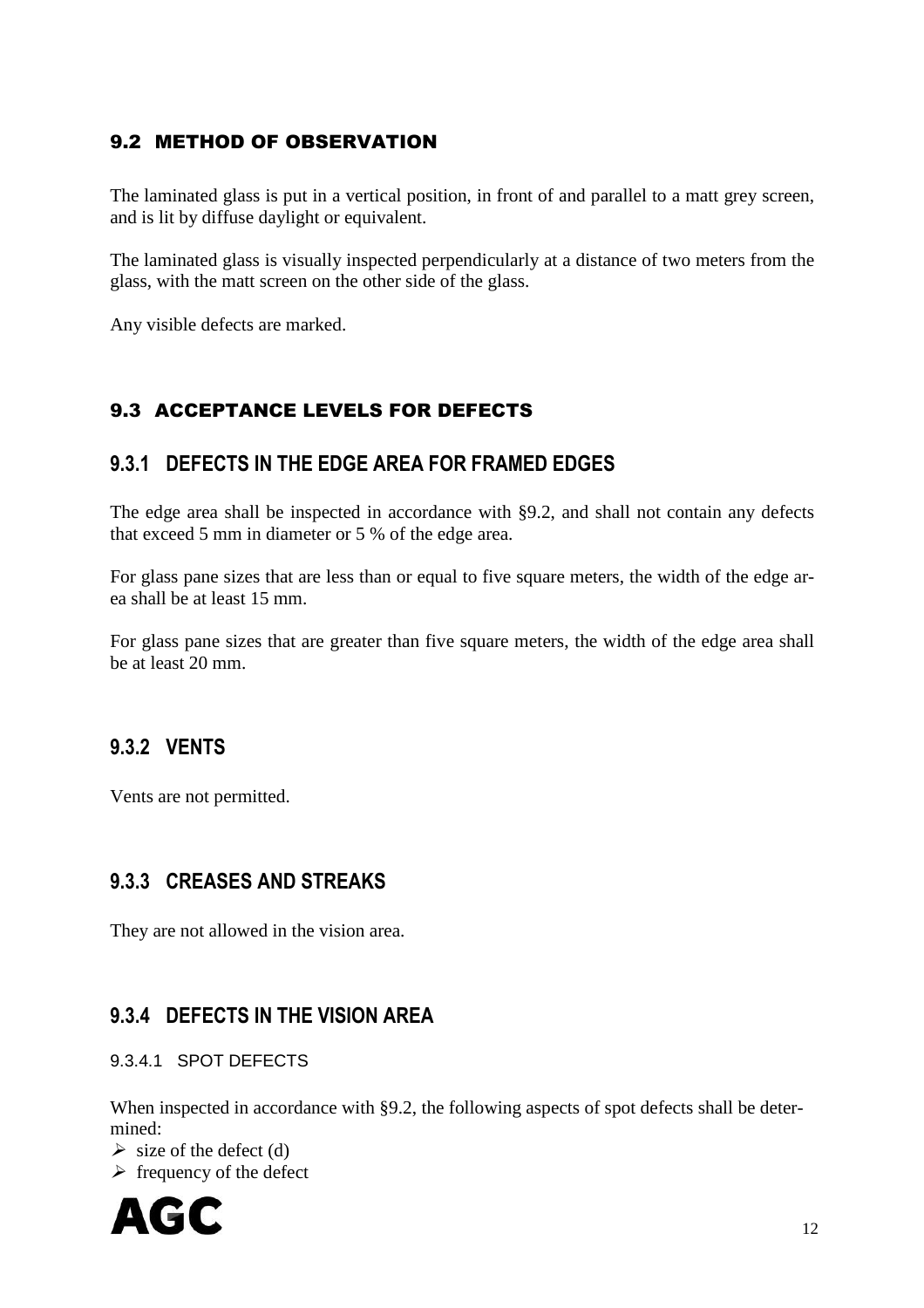## 9.2 METHOD OF OBSERVATION

The laminated glass is put in a vertical position, in front of and parallel to a matt grey screen, and is lit by diffuse daylight or equivalent.

The laminated glass is visually inspected perpendicularly at a distance of two meters from the glass, with the matt screen on the other side of the glass.

Any visible defects are marked.

## 9.3 ACCEPTANCE LEVELS FOR DEFECTS

### 9.3.1 DEFECTS IN THE EDGE AREA FOR FRAMED EDGES

The edge area shall be inspected in accordance with §9.2, and shall not contain any defects that exceed 5 mm in diameter or 5 % of the edge area.

For glass pane sizes that are less than or equal to five square meters, the width of the edge area shall be at least 15 mm.

For glass pane sizes that are greater than five square meters, the width of the edge area shall be at least 20 mm.

### 9.3.2 VENTS

Vents are not permitted.

### 9.3.3 CREASES AND STREAKS

They are not allowed in the vision area.

### 9.3.4 DEFECTS IN THE VISION AREA

#### 9.3.4.1 SPOT DEFECTS

When inspected in accordance with §9.2, the following aspects of spot defects shall be determined:

- size of the defect (d)
- frequency of the defect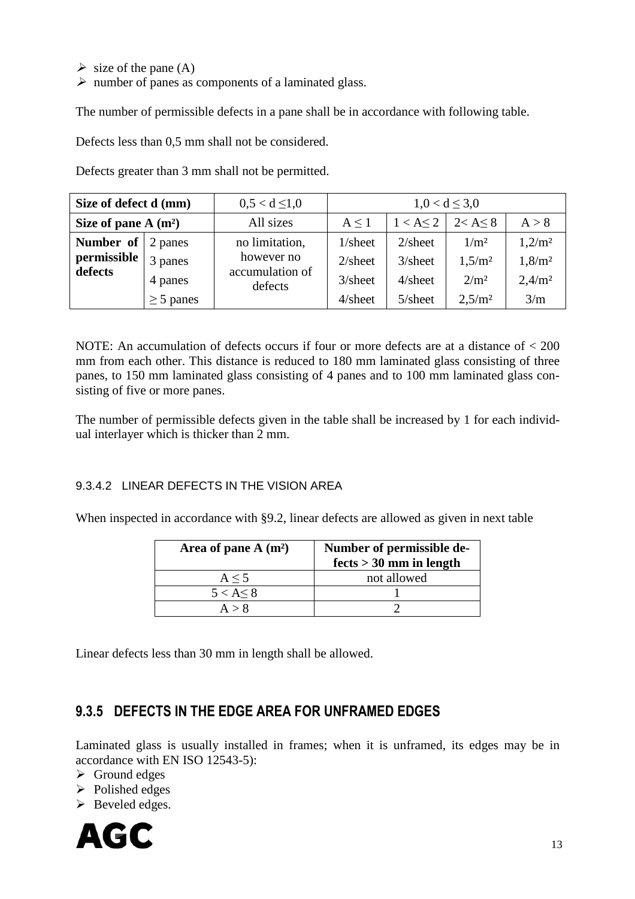- size of the pane (A)
- number of panes as components of a laminated glass.

The number of permissible defects in a pane shall be in accordance with following table.

Defects less than 0,5 mm shall not be considered.

Defects greater than 3 mm shall not be permitted.

| **Size of defect d (mm)** | | $0,5 < d \leq 1,0$ | $1,0 < d \leq 3,0$ | | | |
|---|---|---|---|---|---|---|
| **Size of pane A (m²)** | | All sizes | $A \leq 1$ | $1 < A \leq 2$ | $2 < A \leq 8$ | $A > 8$ |
| **Number of permissible defects** | 2 panes | no limitation, however no accumulation of defects | 1/sheet | 2/sheet | 1/m² | 1,2/m² |
| | 3 panes | | 2/sheet | 3/sheet | 1,5/m² | 1,8/m² |
| | 4 panes | | 3/sheet | 4/sheet | 2/m² | 2,4/m² |
| | ≥ 5 panes | | 4/sheet | 5/sheet | 2,5/m² | 3/m |

NOTE: An accumulation of defects occurs if four or more defects are at a distance of < 200 mm from each other. This distance is reduced to 180 mm laminated glass consisting of three panes, to 150 mm laminated glass consisting of 4 panes and to 100 mm laminated glass consisting of five or more panes.

The number of permissible defects given in the table shall be increased by 1 for each individual interlayer which is thicker than 2 mm.

#### 9.3.4.2 LINEAR DEFECTS IN THE VISION AREA

When inspected in accordance with §9.2, linear defects are allowed as given in next table

| **Area of pane A (m²)** | **Number of permissible defects > 30 mm in length** |
|---|---|
| $A \leq 5$ | not allowed |
| $5 < A \leq 8$ | 1 |
| $A > 8$ | 2 |

Linear defects less than 30 mm in length shall be allowed.

### 9.3.5 DEFECTS IN THE EDGE AREA FOR UNFRAMED EDGES

Laminated glass is usually installed in frames; when it is unframed, its edges may be in accordance with EN ISO 12543-5):

- Ground edges
- Polished edges
- Beveled edges.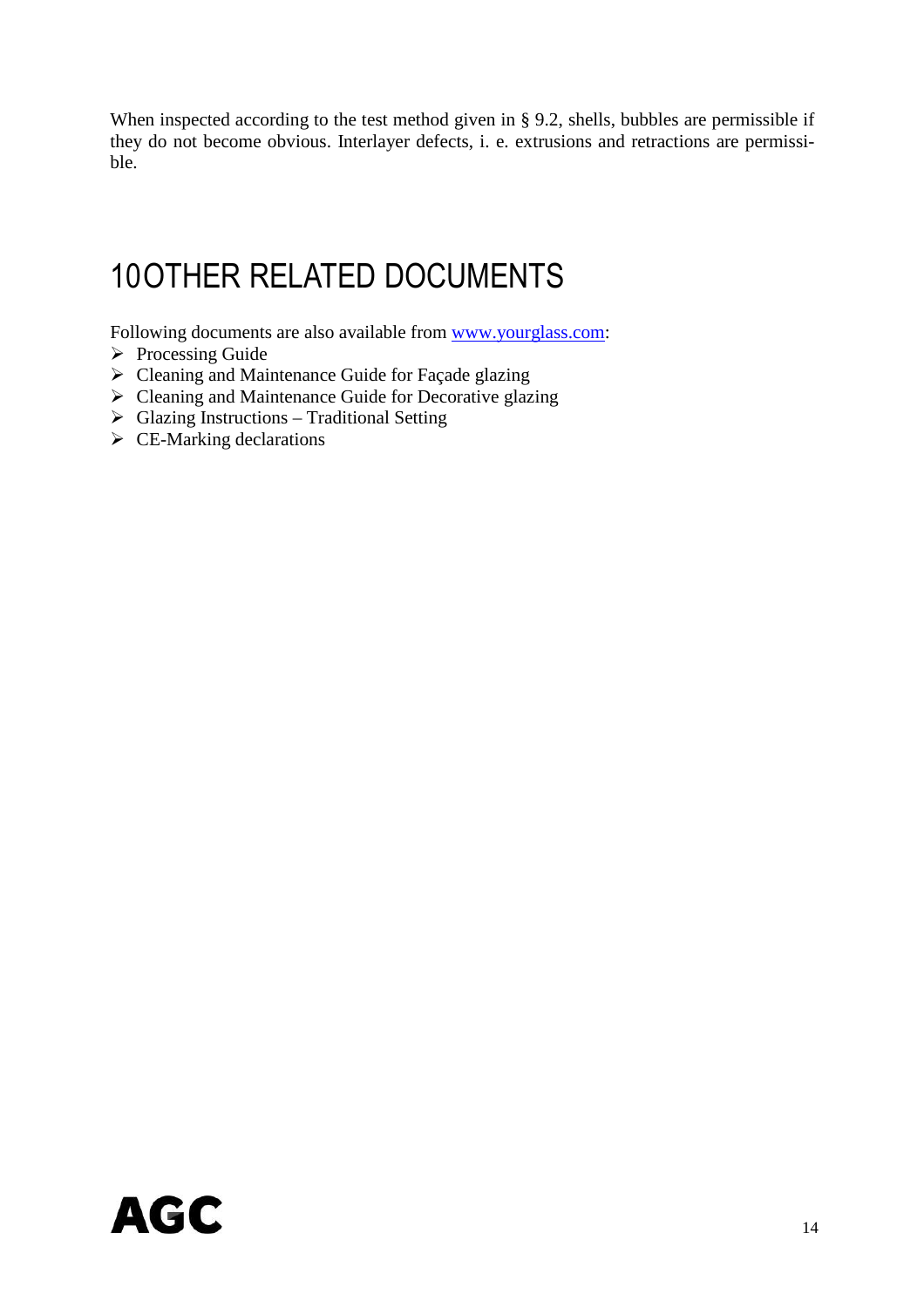When inspected according to the test method given in § 9.2, shells, bubbles are permissible if they do not become obvious. Interlayer defects, i. e. extrusions and retractions are permissible.

# 10 OTHER RELATED DOCUMENTS

Following documents are also available from [www.yourglass.com](http://www.yourglass.com):

- Processing Guide
- Cleaning and Maintenance Guide for Façade glazing
- Cleaning and Maintenance Guide for Decorative glazing
- Glazing Instructions – Traditional Setting
- CE-Marking declarations